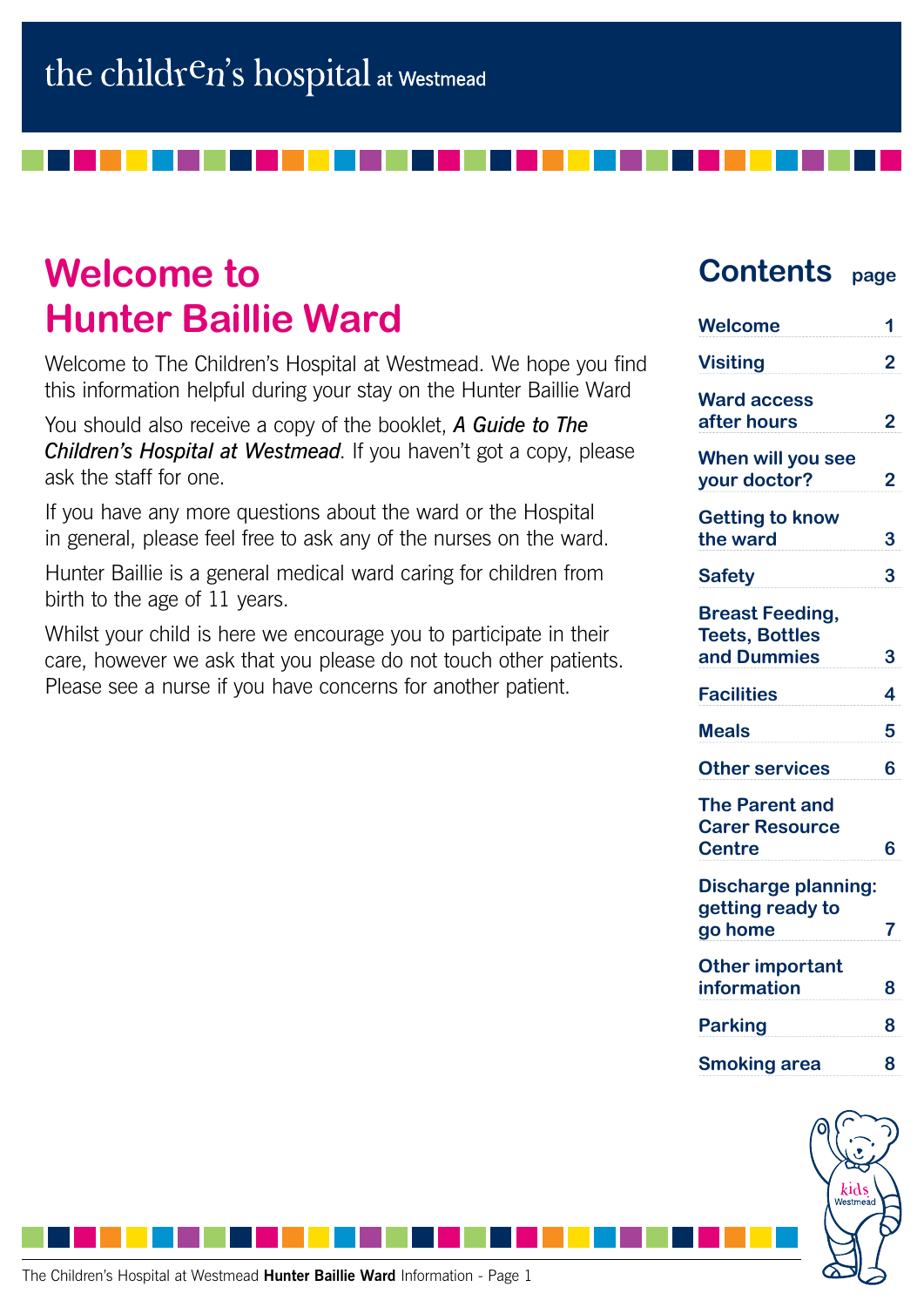the children's hospital at Westmead

# Welcome to Hunter Baillie Ward

Welcome to The Children's Hospital at Westmead. We hope you find this information helpful during your stay on the Hunter Baillie Ward

You should also receive a copy of the booklet, ***A Guide to The Children's Hospital at Westmead***. If you haven't got a copy, please ask the staff for one.

If you have any more questions about the ward or the Hospital in general, please feel free to ask any of the nurses on the ward.

Hunter Baillie is a general medical ward caring for children from birth to the age of 11 years.

Whilst your child is here we encourage you to participate in their care, however we ask that you please do not touch other patients. Please see a nurse if you have concerns for another patient.

## Contents

| Contents | page |
|---|---|
| Welcome | 1 |
| Visiting | 2 |
| Ward access after hours | 2 |
| When will you see your doctor? | 2 |
| Getting to know the ward | 3 |
| Safety | 3 |
| Breast Feeding, Teets, Bottles and Dummies | 3 |
| Facilities | 4 |
| Meals | 5 |
| Other services | 6 |
| The Parent and Carer Resource Centre | 6 |
| Discharge planning: getting ready to go home | 7 |
| Other important information | 8 |
| Parking | 8 |
| Smoking area | 8 |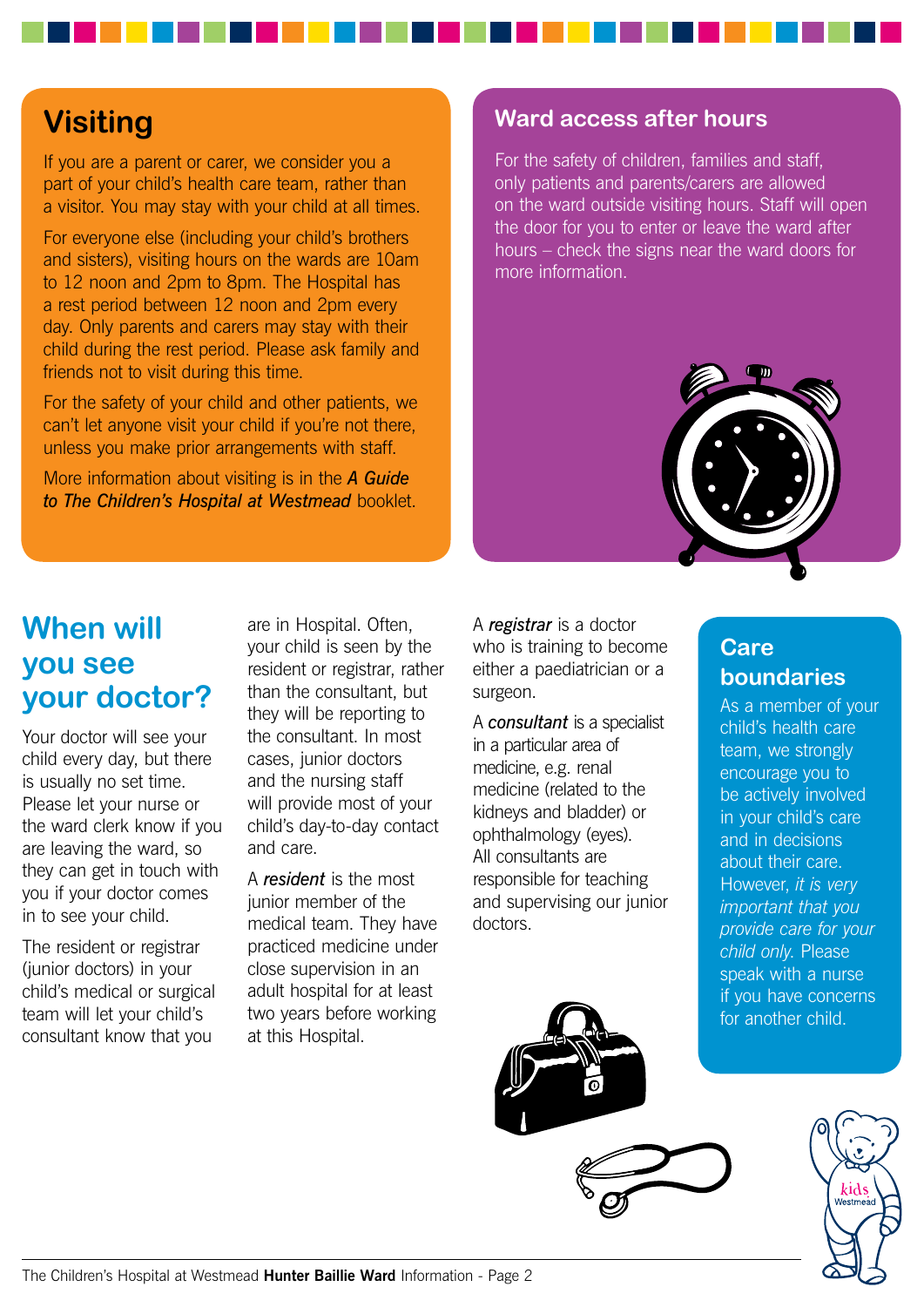## Visiting

If you are a parent or carer, we consider you a part of your child's health care team, rather than a visitor. You may stay with your child at all times.

For everyone else (including your child's brothers and sisters), visiting hours on the wards are 10am to 12 noon and 2pm to 8pm. The Hospital has a rest period between 12 noon and 2pm every day. Only parents and carers may stay with their child during the rest period. Please ask family and friends not to visit during this time.

For the safety of your child and other patients, we can't let anyone visit your child if you're not there, unless you make prior arrangements with staff.

More information about visiting is in the ***A Guide to The Children's Hospital at Westmead*** booklet.

## Ward access after hours

For the safety of children, families and staff, only patients and parents/carers are allowed on the ward outside visiting hours. Staff will open the door for you to enter or leave the ward after hours – check the signs near the ward doors for more information.

## When will you see your doctor?

Your doctor will see your child every day, but there is usually no set time. Please let your nurse or the ward clerk know if you are leaving the ward, so they can get in touch with you if your doctor comes in to see your child.

The resident or registrar (junior doctors) in your child's medical or surgical team will let your child's consultant know that you are in Hospital. Often, your child is seen by the resident or registrar, rather than the consultant, but they will be reporting to the consultant. In most cases, junior doctors and the nursing staff will provide most of your child's day-to-day contact and care.

A ***resident*** is the most junior member of the medical team. They have practiced medicine under close supervision in an adult hospital for at least two years before working at this Hospital.

A ***registrar*** is a doctor who is training to become either a paediatrician or a surgeon.

A ***consultant*** is a specialist in a particular area of medicine, e.g. renal medicine (related to the kidneys and bladder) or ophthalmology (eyes). All consultants are responsible for teaching and supervising our junior doctors.

## Care boundaries

As a member of your child's health care team, we strongly encourage you to be actively involved in your child's care and in decisions about their care. However, *it is very important that you provide care for your child only.* Please speak with a nurse if you have concerns for another child.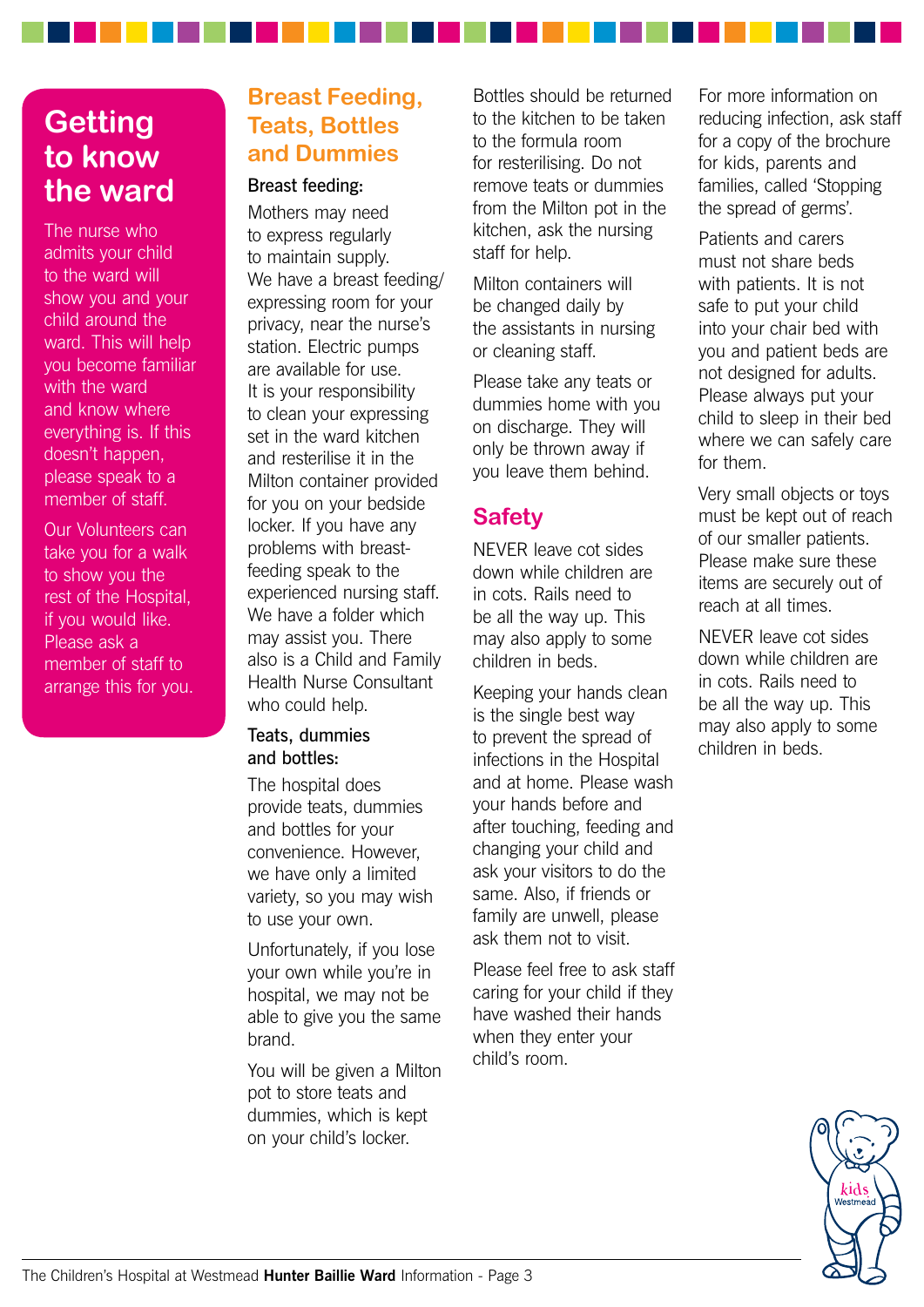# Getting to know the ward

The nurse who admits your child to the ward will show you and your child around the ward. This will help you become familiar with the ward and know where everything is. If this doesn't happen, please speak to a member of staff.

Our Volunteers can take you for a walk to show you the rest of the Hospital, if you would like. Please ask a member of staff to arrange this for you.

## Breast Feeding, Teats, Bottles and Dummies

### Breast feeding:

Mothers may need to express regularly to maintain supply. We have a breast feeding/ expressing room for your privacy, near the nurse's station. Electric pumps are available for use. It is your responsibility to clean your expressing set in the ward kitchen and resterilise it in the Milton container provided for you on your bedside locker. If you have any problems with breast-feeding speak to the experienced nursing staff. We have a folder which may assist you. There also is a Child and Family Health Nurse Consultant who could help.

### Teats, dummies and bottles:

The hospital does provide teats, dummies and bottles for your convenience. However, we have only a limited variety, so you may wish to use your own.

Unfortunately, if you lose your own while you're in hospital, we may not be able to give you the same brand.

You will be given a Milton pot to store teats and dummies, which is kept on your child's locker.

Bottles should be returned to the kitchen to be taken to the formula room for resterilising. Do not remove teats or dummies from the Milton pot in the kitchen, ask the nursing staff for help.

Milton containers will be changed daily by the assistants in nursing or cleaning staff.

Please take any teats or dummies home with you on discharge. They will only be thrown away if you leave them behind.

## Safety

NEVER leave cot sides down while children are in cots. Rails need to be all the way up. This may also apply to some children in beds.

Keeping your hands clean is the single best way to prevent the spread of infections in the Hospital and at home. Please wash your hands before and after touching, feeding and changing your child and ask your visitors to do the same. Also, if friends or family are unwell, please ask them not to visit.

Please feel free to ask staff caring for your child if they have washed their hands when they enter your child's room.

For more information on reducing infection, ask staff for a copy of the brochure for kids, parents and families, called 'Stopping the spread of germs'.

Patients and carers must not share beds with patients. It is not safe to put your child into your chair bed with you and patient beds are not designed for adults. Please always put your child to sleep in their bed where we can safely care for them.

Very small objects or toys must be kept out of reach of our smaller patients. Please make sure these items are securely out of reach at all times.

NEVER leave cot sides down while children are in cots. Rails need to be all the way up. This may also apply to some children in beds.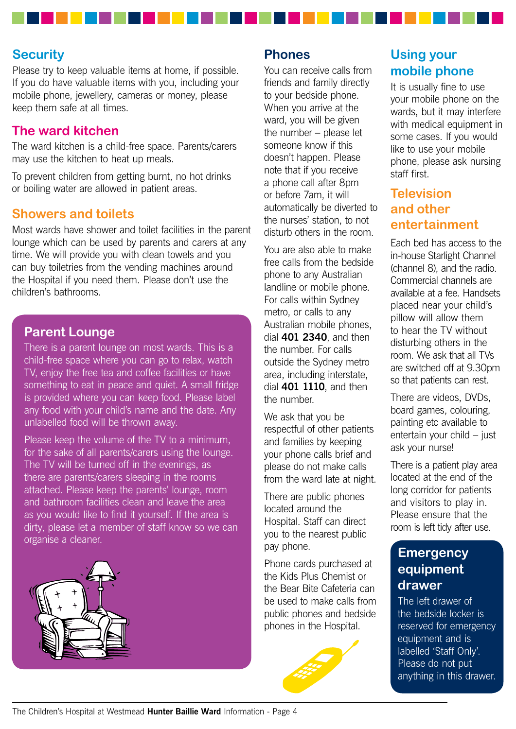## Security

Please try to keep valuable items at home, if possible. If you do have valuable items with you, including your mobile phone, jewellery, cameras or money, please keep them safe at all times.

## The ward kitchen

The ward kitchen is a child-free space. Parents/carers may use the kitchen to heat up meals.

To prevent children from getting burnt, no hot drinks or boiling water are allowed in patient areas.

## Showers and toilets

Most wards have shower and toilet facilities in the parent lounge which can be used by parents and carers at any time. We will provide you with clean towels and you can buy toiletries from the vending machines around the Hospital if you need them. Please don't use the children's bathrooms.

## Parent Lounge

There is a parent lounge on most wards. This is a child-free space where you can go to relax, watch TV, enjoy the free tea and coffee facilities or have something to eat in peace and quiet. A small fridge is provided where you can keep food. Please label any food with your child's name and the date. Any unlabelled food will be thrown away.

Please keep the volume of the TV to a minimum, for the sake of all parents/carers using the lounge. The TV will be turned off in the evenings, as there are parents/carers sleeping in the rooms attached. Please keep the parents' lounge, room and bathroom facilities clean and leave the area as you would like to find it yourself. If the area is dirty, please let a member of staff know so we can organise a cleaner.

## Phones

You can receive calls from friends and family directly to your bedside phone. When you arrive at the ward, you will be given the number – please let someone know if this doesn't happen. Please note that if you receive a phone call after 8pm or before 7am, it will automatically be diverted to the nurses' station, to not disturb others in the room.

You are also able to make free calls from the bedside phone to any Australian landline or mobile phone. For calls within Sydney metro, or calls to any Australian mobile phones, dial **401 2340**, and then the number. For calls outside the Sydney metro area, including interstate, dial **401 1110**, and then the number.

We ask that you be respectful of other patients and families by keeping your phone calls brief and please do not make calls from the ward late at night.

There are public phones located around the Hospital. Staff can direct you to the nearest public pay phone.

Phone cards purchased at the Kids Plus Chemist or the Bear Bite Cafeteria can be used to make calls from public phones and bedside phones in the Hospital.

## Using your mobile phone

It is usually fine to use your mobile phone on the wards, but it may interfere with medical equipment in some cases. If you would like to use your mobile phone, please ask nursing staff first.

## Television and other entertainment

Each bed has access to the in-house Starlight Channel (channel 8), and the radio. Commercial channels are available at a fee. Handsets placed near your child's pillow will allow them to hear the TV without disturbing others in the room. We ask that all TVs are switched off at 9.30pm so that patients can rest.

There are videos, DVDs, board games, colouring, painting etc available to entertain your child – just ask your nurse!

There is a patient play area located at the end of the long corridor for patients and visitors to play in. Please ensure that the room is left tidy after use.

## Emergency equipment drawer

The left drawer of the bedside locker is reserved for emergency equipment and is labelled 'Staff Only'. Please do not put anything in this drawer.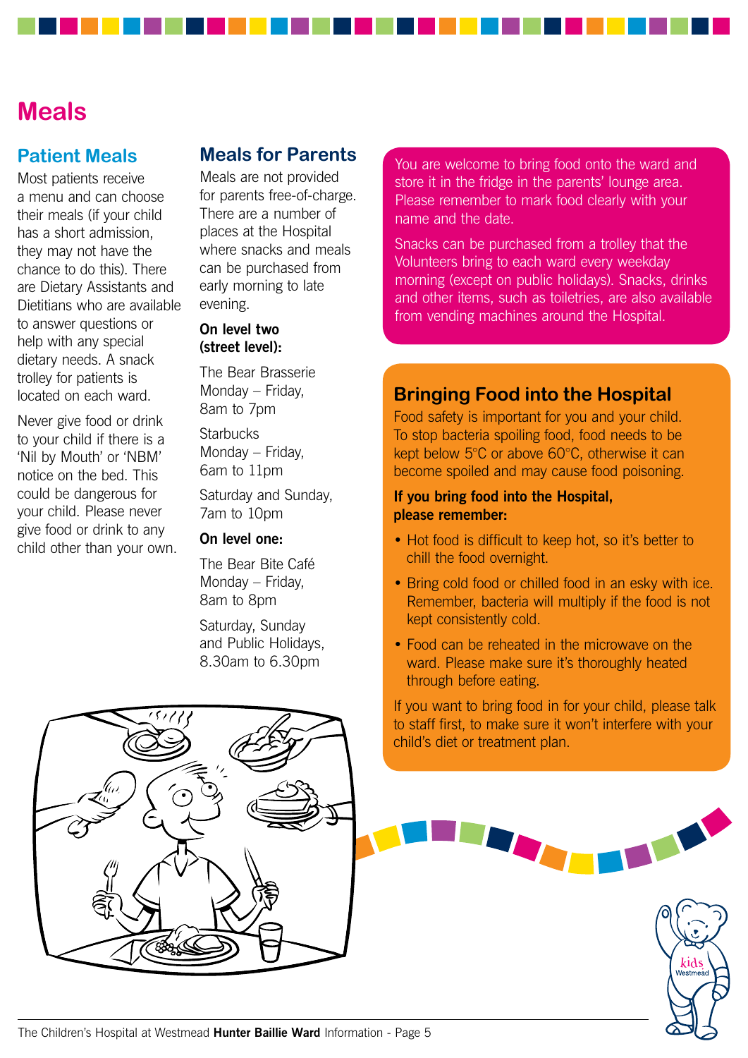# Meals

## Patient Meals

Most patients receive a menu and can choose their meals (if your child has a short admission, they may not have the chance to do this). There are Dietary Assistants and Dietitians who are available to answer questions or help with any special dietary needs. A snack trolley for patients is located on each ward.

Never give food or drink to your child if there is a 'Nil by Mouth' or 'NBM' notice on the bed. This could be dangerous for your child. Please never give food or drink to any child other than your own.

## Meals for Parents

Meals are not provided for parents free-of-charge. There are a number of places at the Hospital where snacks and meals can be purchased from early morning to late evening.

**On level two (street level):**

The Bear Brasserie
Monday – Friday,
8am to 7pm

Starbucks
Monday – Friday,
6am to 11pm

Saturday and Sunday,
7am to 10pm

**On level one:**

The Bear Bite Café
Monday – Friday,
8am to 8pm

Saturday, Sunday and Public Holidays,
8.30am to 6.30pm

You are welcome to bring food onto the ward and store it in the fridge in the parents' lounge area. Please remember to mark food clearly with your name and the date.

Snacks can be purchased from a trolley that the Volunteers bring to each ward every weekday morning (except on public holidays). Snacks, drinks and other items, such as toiletries, are also available from vending machines around the Hospital.

## Bringing Food into the Hospital

Food safety is important for you and your child. To stop bacteria spoiling food, food needs to be kept below 5°C or above 60°C, otherwise it can become spoiled and may cause food poisoning.

**If you bring food into the Hospital, please remember:**

- Hot food is difficult to keep hot, so it's better to chill the food overnight.
- Bring cold food or chilled food in an esky with ice. Remember, bacteria will multiply if the food is not kept consistently cold.
- Food can be reheated in the microwave on the ward. Please make sure it's thoroughly heated through before eating.

If you want to bring food in for your child, please talk to staff first, to make sure it won't interfere with your child's diet or treatment plan.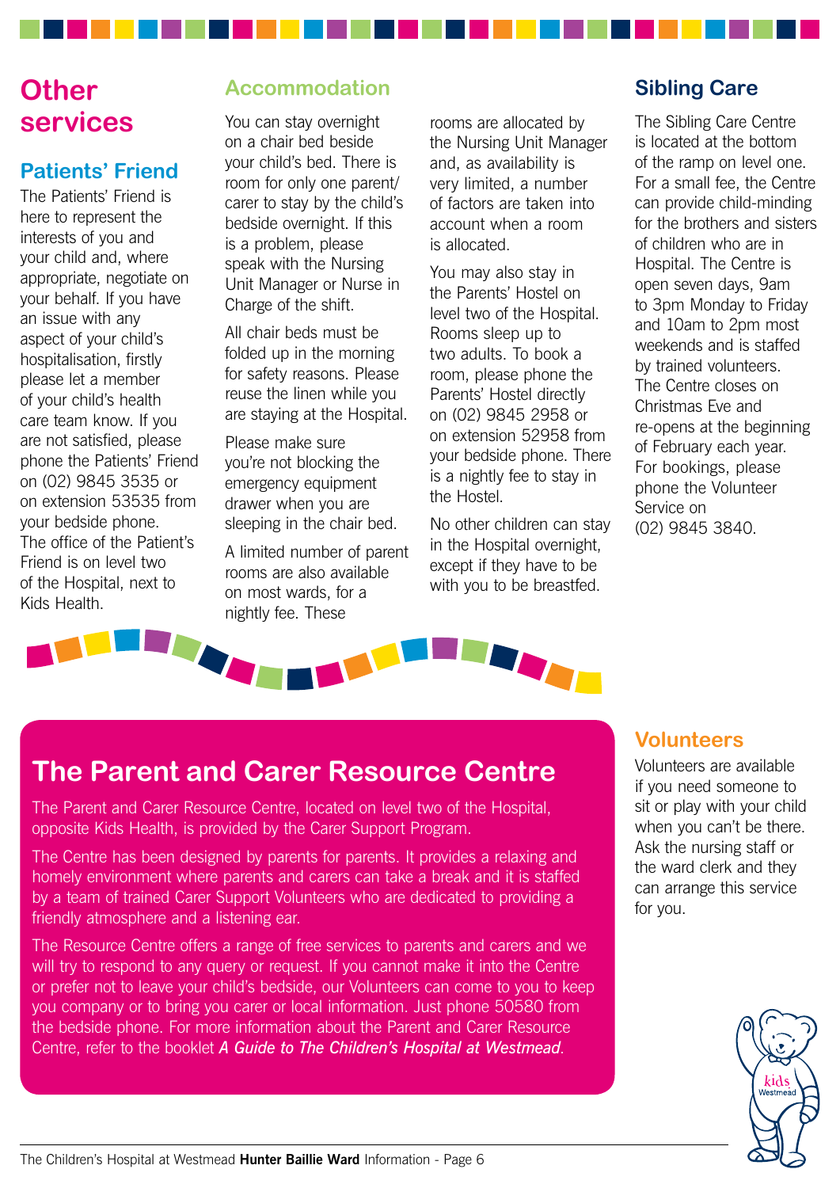# Other services

## Patients' Friend

The Patients' Friend is here to represent the interests of you and your child and, where appropriate, negotiate on your behalf. If you have an issue with any aspect of your child's hospitalisation, firstly please let a member of your child's health care team know. If you are not satisfied, please phone the Patients' Friend on (02) 9845 3535 or on extension 53535 from your bedside phone. The office of the Patient's Friend is on level two of the Hospital, next to Kids Health.

## Accommodation

You can stay overnight on a chair bed beside your child's bed. There is room for only one parent/ carer to stay by the child's bedside overnight. If this is a problem, please speak with the Nursing Unit Manager or Nurse in Charge of the shift.

All chair beds must be folded up in the morning for safety reasons. Please reuse the linen while you are staying at the Hospital.

Please make sure you're not blocking the emergency equipment drawer when you are sleeping in the chair bed.

A limited number of parent rooms are also available on most wards, for a nightly fee. These rooms are allocated by the Nursing Unit Manager and, as availability is very limited, a number of factors are taken into account when a room is allocated.

You may also stay in the Parents' Hostel on level two of the Hospital. Rooms sleep up to two adults. To book a room, please phone the Parents' Hostel directly on (02) 9845 2958 or on extension 52958 from your bedside phone. There is a nightly fee to stay in the Hostel.

No other children can stay in the Hospital overnight, except if they have to be with you to be breastfed.

## Sibling Care

The Sibling Care Centre is located at the bottom of the ramp on level one. For a small fee, the Centre can provide child-minding for the brothers and sisters of children who are in Hospital. The Centre is open seven days, 9am to 3pm Monday to Friday and 10am to 2pm most weekends and is staffed by trained volunteers. The Centre closes on Christmas Eve and re-opens at the beginning of February each year. For bookings, please phone the Volunteer Service on (02) 9845 3840.

## The Parent and Carer Resource Centre

The Parent and Carer Resource Centre, located on level two of the Hospital, opposite Kids Health, is provided by the Carer Support Program.

The Centre has been designed by parents for parents. It provides a relaxing and homely environment where parents and carers can take a break and it is staffed by a team of trained Carer Support Volunteers who are dedicated to providing a friendly atmosphere and a listening ear.

The Resource Centre offers a range of free services to parents and carers and we will try to respond to any query or request. If you cannot make it into the Centre or prefer not to leave your child's bedside, our Volunteers can come to you to keep you company or to bring you carer or local information. Just phone 50580 from the bedside phone. For more information about the Parent and Carer Resource Centre, refer to the booklet ***A Guide to The Children's Hospital at Westmead***.

## Volunteers

Volunteers are available if you need someone to sit or play with your child when you can't be there. Ask the nursing staff or the ward clerk and they can arrange this service for you.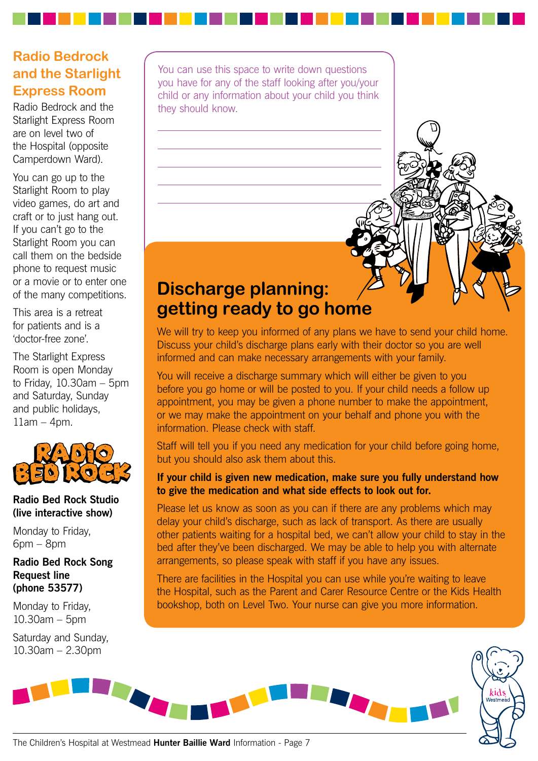## Radio Bedrock and the Starlight Express Room

Radio Bedrock and the Starlight Express Room are on level two of the Hospital (opposite Camperdown Ward).

You can go up to the Starlight Room to play video games, do art and craft or to just hang out. If you can't go to the Starlight Room you can call them on the bedside phone to request music or a movie or to enter one of the many competitions.

This area is a retreat for patients and is a 'doctor-free zone'.

The Starlight Express Room is open Monday to Friday, 10.30am – 5pm and Saturday, Sunday and public holidays, 11am – 4pm.

RADIO BED ROCK

**Radio Bed Rock Studio (live interactive show)**

Monday to Friday, 6pm – 8pm

**Radio Bed Rock Song Request line (phone 53577)**

Monday to Friday, 10.30am – 5pm

Saturday and Sunday, 10.30am – 2.30pm

You can use this space to write down questions you have for any of the staff looking after you/your child or any information about your child you think they should know.

\_\_\_\_\_\_\_\_\_\_\_\_\_\_\_\_\_\_\_\_\_\_\_\_\_\_\_\_\_\_\_\_\_\_\_\_\_\_\_\_

\_\_\_\_\_\_\_\_\_\_\_\_\_\_\_\_\_\_\_\_\_\_\_\_\_\_\_\_\_\_\_\_\_\_\_\_\_\_\_\_

\_\_\_\_\_\_\_\_\_\_\_\_\_\_\_\_\_\_\_\_\_\_\_\_\_\_\_\_\_\_\_\_\_\_\_\_\_\_\_\_

\_\_\_\_\_\_\_\_\_\_\_\_\_\_\_\_\_\_\_\_\_\_\_\_\_\_\_\_\_\_\_\_\_\_\_\_\_\_\_\_

\_\_\_\_\_\_\_\_\_\_\_\_\_\_\_\_\_\_\_\_\_\_\_\_\_\_\_\_\_\_\_\_\_\_\_\_\_\_\_\_

## Discharge planning: getting ready to go home

We will try to keep you informed of any plans we have to send your child home. Discuss your child's discharge plans early with their doctor so you are well informed and can make necessary arrangements with your family.

You will receive a discharge summary which will either be given to you before you go home or will be posted to you. If your child needs a follow up appointment, you may be given a phone number to make the appointment, or we may make the appointment on your behalf and phone you with the information. Please check with staff.

Staff will tell you if you need any medication for your child before going home, but you should also ask them about this.

**If your child is given new medication, make sure you fully understand how to give the medication and what side effects to look out for.**

Please let us know as soon as you can if there are any problems which may delay your child's discharge, such as lack of transport. As there are usually other patients waiting for a hospital bed, we can't allow your child to stay in the bed after they've been discharged. We may be able to help you with alternate arrangements, so please speak with staff if you have any issues.

There are facilities in the Hospital you can use while you're waiting to leave the Hospital, such as the Parent and Carer Resource Centre or the Kids Health bookshop, both on Level Two. Your nurse can give you more information.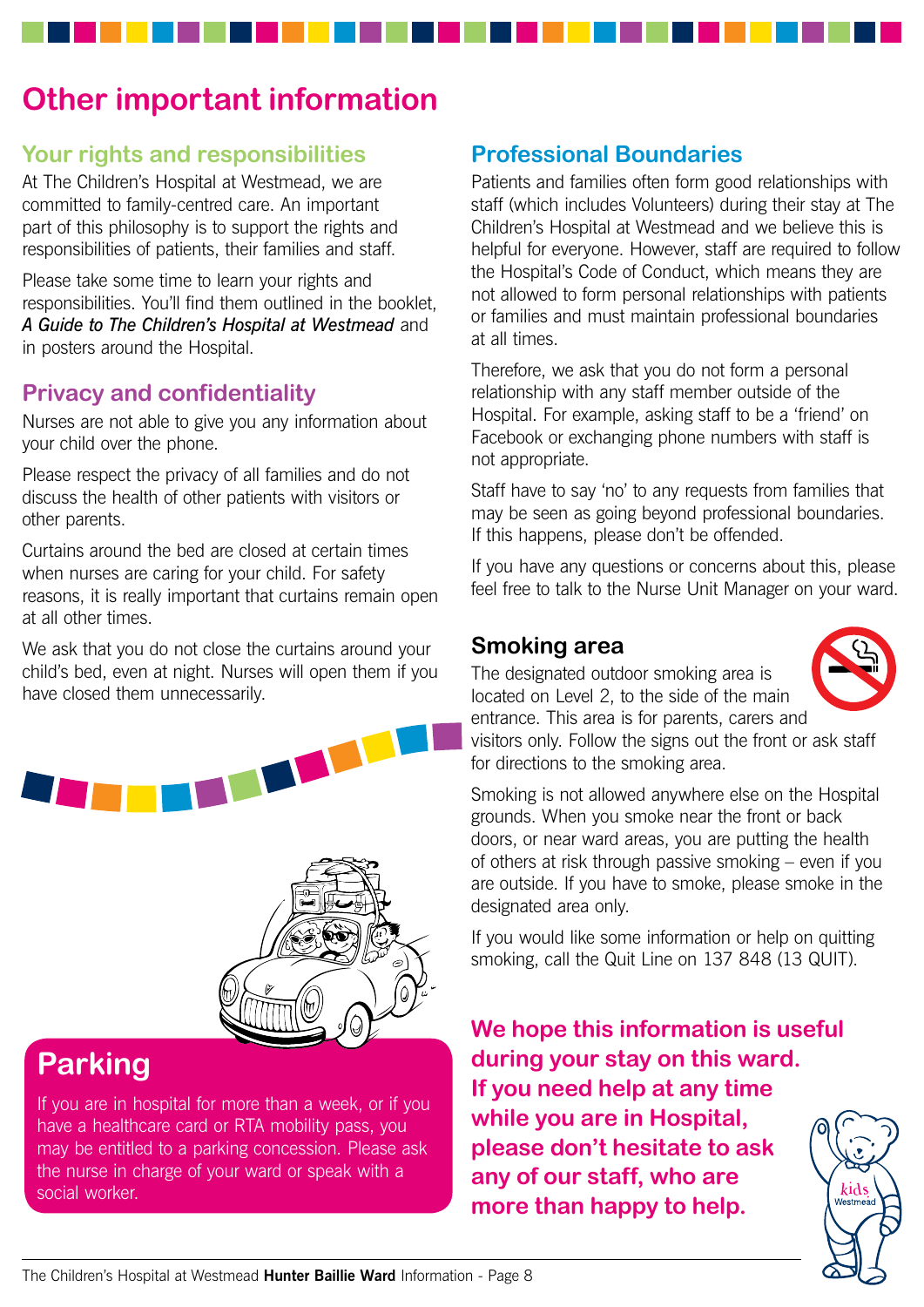# Other important information

## Your rights and responsibilities

At The Children's Hospital at Westmead, we are committed to family-centred care. An important part of this philosophy is to support the rights and responsibilities of patients, their families and staff.

Please take some time to learn your rights and responsibilities. You'll find them outlined in the booklet, ***A Guide to The Children's Hospital at Westmead*** and in posters around the Hospital.

## Privacy and confidentiality

Nurses are not able to give you any information about your child over the phone.

Please respect the privacy of all families and do not discuss the health of other patients with visitors or other parents.

Curtains around the bed are closed at certain times when nurses are caring for your child. For safety reasons, it is really important that curtains remain open at all other times.

We ask that you do not close the curtains around your child's bed, even at night. Nurses will open them if you have closed them unnecessarily.

## Parking

If you are in hospital for more than a week, or if you have a healthcare card or RTA mobility pass, you may be entitled to a parking concession. Please ask the nurse in charge of your ward or speak with a social worker.

## Professional Boundaries

Patients and families often form good relationships with staff (which includes Volunteers) during their stay at The Children's Hospital at Westmead and we believe this is helpful for everyone. However, staff are required to follow the Hospital's Code of Conduct, which means they are not allowed to form personal relationships with patients or families and must maintain professional boundaries at all times.

Therefore, we ask that you do not form a personal relationship with any staff member outside of the Hospital. For example, asking staff to be a 'friend' on Facebook or exchanging phone numbers with staff is not appropriate.

Staff have to say 'no' to any requests from families that may be seen as going beyond professional boundaries. If this happens, please don't be offended.

If you have any questions or concerns about this, please feel free to talk to the Nurse Unit Manager on your ward.

## Smoking area

The designated outdoor smoking area is located on Level 2, to the side of the main entrance. This area is for parents, carers and visitors only. Follow the signs out the front or ask staff for directions to the smoking area.

Smoking is not allowed anywhere else on the Hospital grounds. When you smoke near the front or back doors, or near ward areas, you are putting the health of others at risk through passive smoking – even if you are outside. If you have to smoke, please smoke in the designated area only.

If you would like some information or help on quitting smoking, call the Quit Line on 137 848 (13 QUIT).

**We hope this information is useful during your stay on this ward. If you need help at any time while you are in Hospital, please don't hesitate to ask any of our staff, who are more than happy to help.**